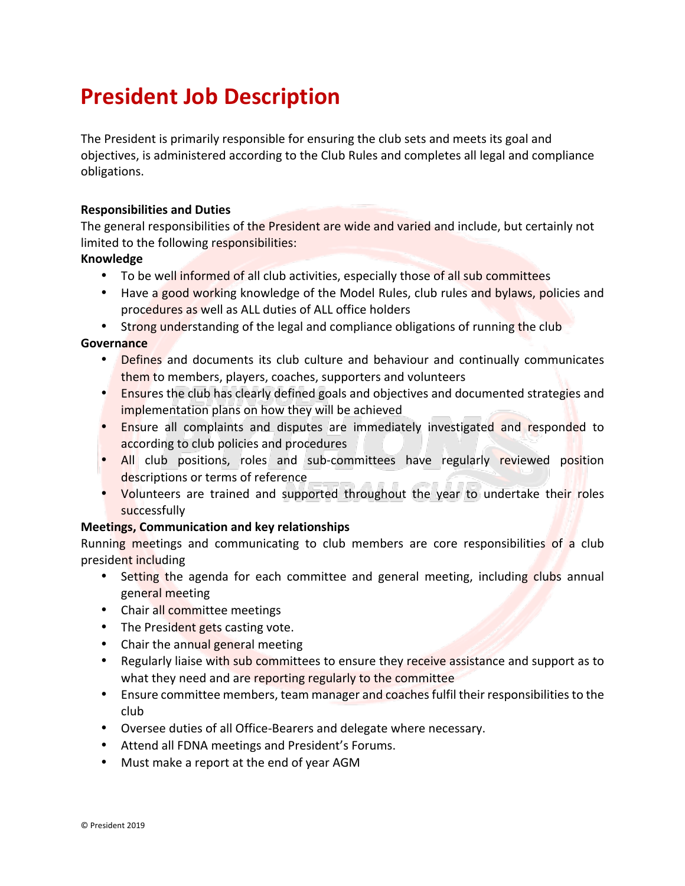# President Job Description

The President is primarily responsible for ensuring the club sets and meets its goal and objectives, is administered according to the Club Rules and completes all legal and compliance obligations.

**Responsibilities and Duties**

The general responsibilities of the President are wide and varied and include, but certainly not limited to the following responsibilities:

**Knowledge**

- To be well informed of all club activities, especially those of all sub committees
- Have a good working knowledge of the Model Rules, club rules and bylaws, policies and procedures as well as ALL duties of ALL office holders
- Strong understanding of the legal and compliance obligations of running the club

**Governance**

- Defines and documents its club culture and behaviour and continually communicates them to members, players, coaches, supporters and volunteers
- Ensures the club has clearly defined goals and objectives and documented strategies and implementation plans on how they will be achieved
- Ensure all complaints and disputes are immediately investigated and responded to according to club policies and procedures
- All club positions, roles and sub-committees have regularly reviewed position descriptions or terms of reference
- Volunteers are trained and supported throughout the year to undertake their roles successfully

**Meetings, Communication and key relationships**

Running meetings and communicating to club members are core responsibilities of a club president including

- Setting the agenda for each committee and general meeting, including clubs annual general meeting
- Chair all committee meetings
- The President gets casting vote.
- Chair the annual general meeting
- Regularly liaise with sub committees to ensure they receive assistance and support as to what they need and are reporting regularly to the committee
- Ensure committee members, team manager and coaches fulfil their responsibilities to the club
- Oversee duties of all Office-Bearers and delegate where necessary.
- Attend all FDNA meetings and President's Forums.
- Must make a report at the end of year AGM

© President 2019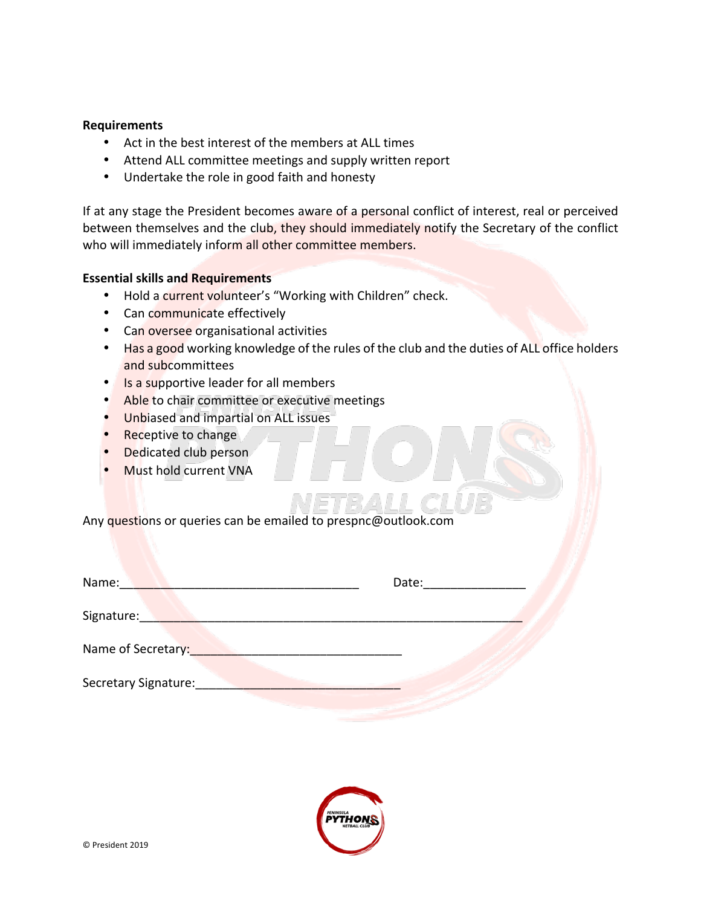**Requirements**

- Act in the best interest of the members at ALL times
- Attend ALL committee meetings and supply written report
- Undertake the role in good faith and honesty

If at any stage the President becomes aware of a personal conflict of interest, real or perceived between themselves and the club, they should immediately notify the Secretary of the conflict who will immediately inform all other committee members.

**Essential skills and Requirements**

- Hold a current volunteer's "Working with Children" check.
- Can communicate effectively
- Can oversee organisational activities
- Has a good working knowledge of the rules of the club and the duties of ALL office holders and subcommittees
- Is a supportive leader for all members
- Able to chair committee or executive meetings
- Unbiased and impartial on ALL issues
- Receptive to change
- Dedicated club person
- Must hold current VNA

Any questions or queries can be emailed to prespnc@outlook.com

Name:___________________________________ Date:_______________

Signature:________________________________________________________

Name of Secretary:_______________________________

Secretary Signature:______________________________

© President 2019